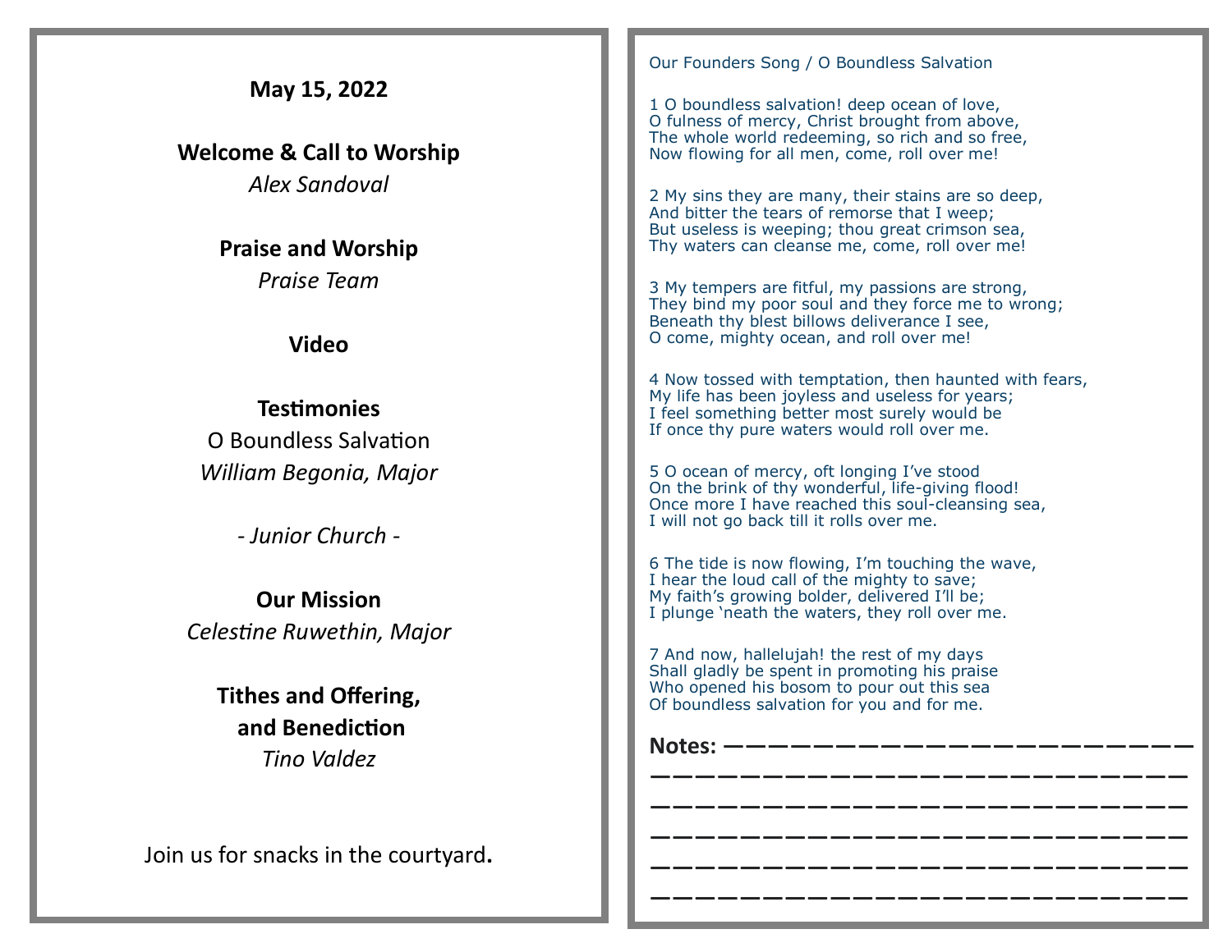**May 15, 2022**

**Welcome & Call to Worship**
*Alex Sandoval*

**Praise and Worship**
*Praise Team*

**Video**

**Testimonies**
O Boundless Salvation
*William Begonia, Major*

*- Junior Church -*

**Our Mission**
*Celestine Ruwethin, Major*

**Tithes and Offering,**
**and Benediction**
*Tino Valdez*

Join us for snacks in the courtyard.

Our Founders Song / O Boundless Salvation

1 O boundless salvation! deep ocean of love,
O fulness of mercy, Christ brought from above,
The whole world redeeming, so rich and so free,
Now flowing for all men, come, roll over me!

2 My sins they are many, their stains are so deep,
And bitter the tears of remorse that I weep;
But useless is weeping; thou great crimson sea,
Thy waters can cleanse me, come, roll over me!

3 My tempers are fitful, my passions are strong,
They bind my poor soul and they force me to wrong;
Beneath thy blest billows deliverance I see,
O come, mighty ocean, and roll over me!

4 Now tossed with temptation, then haunted with fears,
My life has been joyless and useless for years;
I feel something better most surely would be
If once thy pure waters would roll over me.

5 O ocean of mercy, oft longing I've stood
On the brink of thy wonderful, life-giving flood!
Once more I have reached this soul-cleansing sea,
I will not go back till it rolls over me.

6 The tide is now flowing, I'm touching the wave,
I hear the loud call of the mighty to save;
My faith's growing bolder, delivered I'll be;
I plunge 'neath the waters, they roll over me.

7 And now, hallelujah! the rest of my days
Shall gladly be spent in promoting his praise
Who opened his bosom to pour out this sea
Of boundless salvation for you and for me.

**Notes:** ______________________
______________________________
______________________________
______________________________
______________________________
______________________________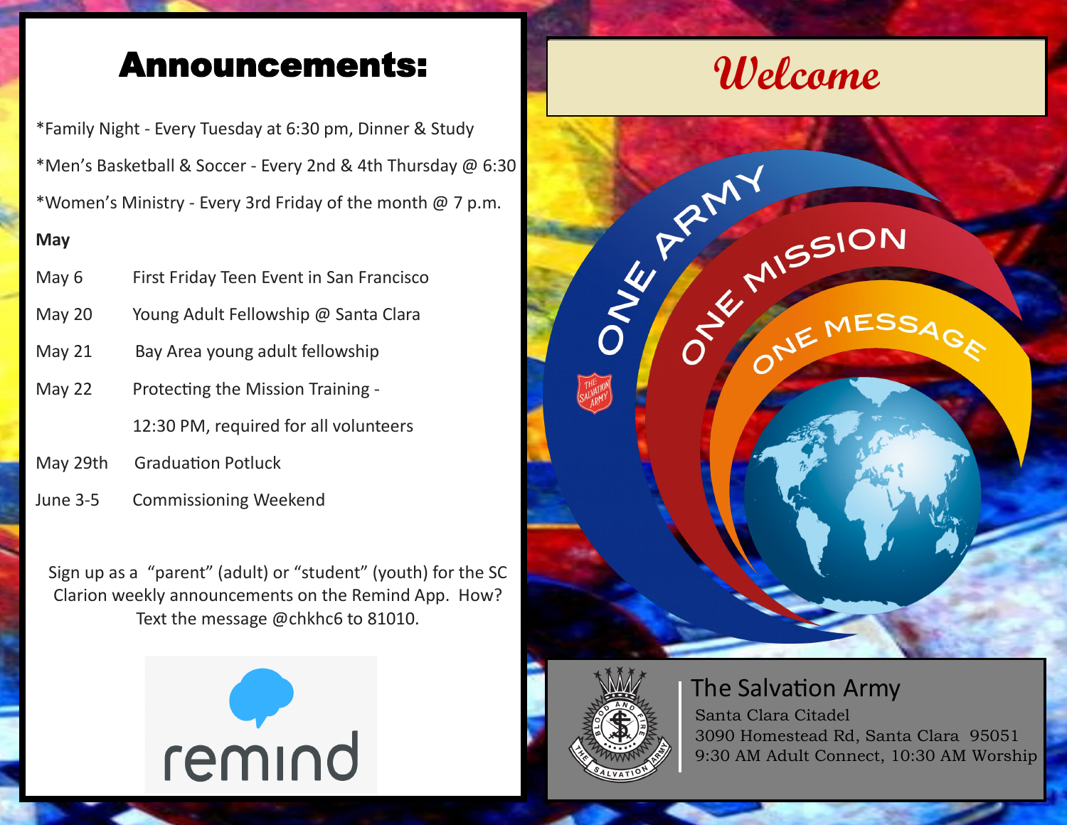# Announcements:

*Family Night - Every Tuesday at 6:30 pm, Dinner & Study

*Men's Basketball & Soccer - Every 2nd & 4th Thursday @ 6:30

*Women's Ministry - Every 3rd Friday of the month @ 7 p.m.

**May**

| | |
|---|---|
| May 6 | First Friday Teen Event in San Francisco |
| May 20 | Young Adult Fellowship @ Santa Clara |
| May 21 | Bay Area young adult fellowship |
| May 22 | Protecting the Mission Training - 12:30 PM, required for all volunteers |
| May 29th | Graduation Potluck |
| June 3-5 | Commissioning Weekend |

Sign up as a "parent" (adult) or "student" (youth) for the SC Clarion weekly announcements on the Remind App. How? Text the message @chkhc6 to 81010.

remind

# Welcome

ONE ARMY
ONE MISSION
ONE MESSAGE

The Salvation Army

Santa Clara Citadel
3090 Homestead Rd, Santa Clara 95051
9:30 AM Adult Connect, 10:30 AM Worship